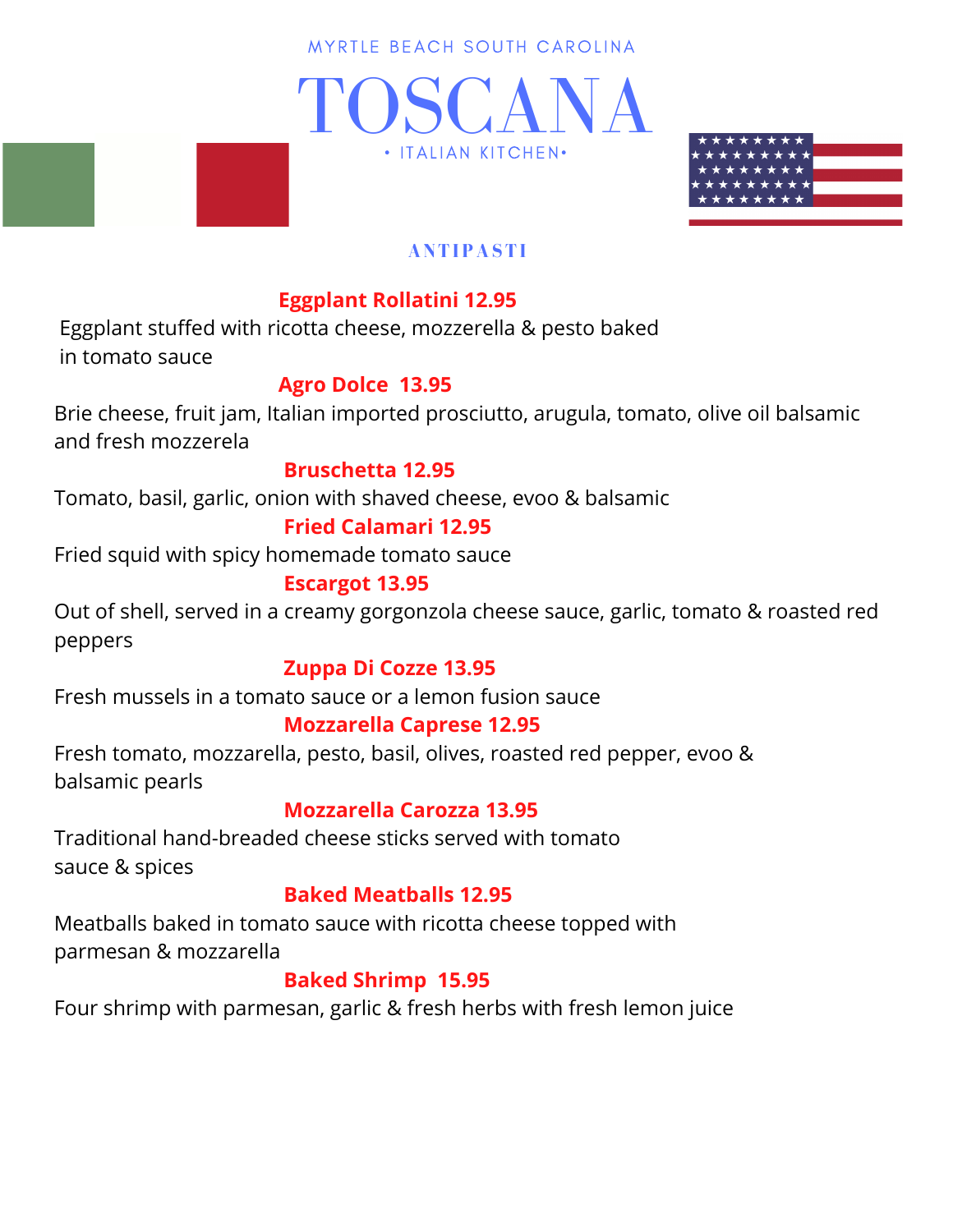MYRTLE BEACH SOUTH CAROLINA

# TOSCANA

• ITALIAN KITCHEN•

## ANTIPASTI

**Eggplant Rollatini 12.95**

Eggplant stuffed with ricotta cheese, mozzerella & pesto baked in tomato sauce

**Agro Dolce 13.95**

Brie cheese, fruit jam, Italian imported prosciutto, arugula, tomato, olive oil balsamic and fresh mozzerela

**Bruschetta 12.95**

Tomato, basil, garlic, onion with shaved cheese, evoo & balsamic

**Fried Calamari 12.95**

Fried squid with spicy homemade tomato sauce

**Escargot 13.95**

Out of shell, served in a creamy gorgonzola cheese sauce, garlic, tomato & roasted red peppers

**Zuppa Di Cozze 13.95**

Fresh mussels in a tomato sauce or a lemon fusion sauce

**Mozzarella Caprese 12.95**

Fresh tomato, mozzarella, pesto, basil, olives, roasted red pepper, evoo & balsamic pearls

**Mozzarella Carozza 13.95**

Traditional hand-breaded cheese sticks served with tomato sauce & spices

**Baked Meatballs 12.95**

Meatballs baked in tomato sauce with ricotta cheese topped with parmesan & mozzarella

**Baked Shrimp 15.95**

Four shrimp with parmesan, garlic & fresh herbs with fresh lemon juice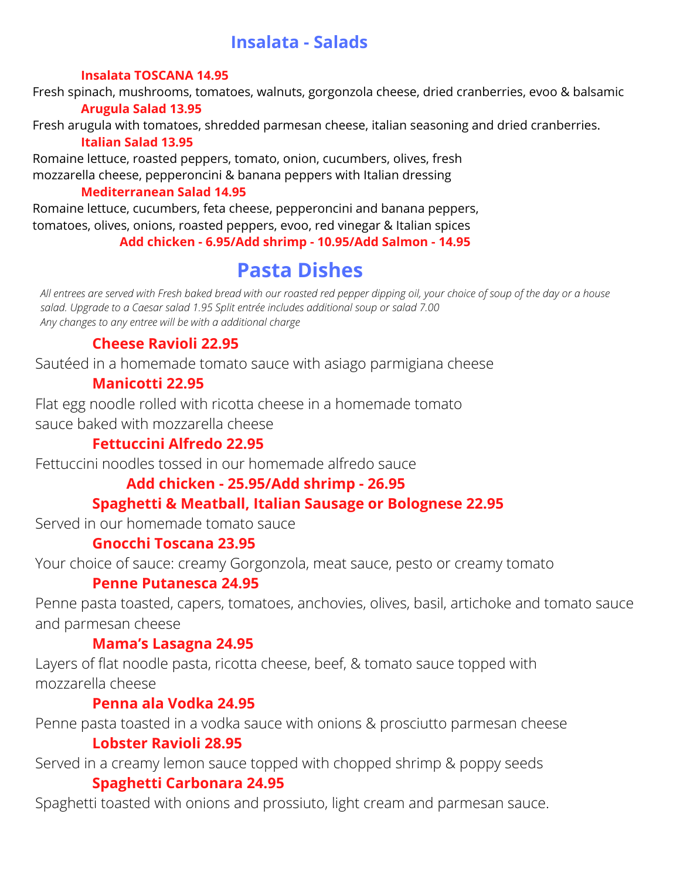## Insalata - Salads

**Insalata TOSCANA 14.95**

Fresh spinach, mushrooms, tomatoes, walnuts, gorgonzola cheese, dried cranberries, evoo & balsamic

**Arugula Salad 13.95**

Fresh arugula with tomatoes, shredded parmesan cheese, italian seasoning and dried cranberries.

**Italian Salad 13.95**

Romaine lettuce, roasted peppers, tomato, onion, cucumbers, olives, fresh mozzarella cheese, pepperoncini & banana peppers with Italian dressing

**Mediterranean Salad 14.95**

Romaine lettuce, cucumbers, feta cheese, pepperoncini and banana peppers, tomatoes, olives, onions, roasted peppers, evoo, red vinegar & Italian spices

**Add chicken - 6.95/Add shrimp - 10.95/Add Salmon - 14.95**

## Pasta Dishes

*All entrees are served with Fresh baked bread with our roasted red pepper dipping oil, your choice of soup of the day or a house salad. Upgrade to a Caesar salad 1.95 Split entrée includes additional soup or salad 7.00*
*Any changes to any entree will be with a additional charge*

**Cheese Ravioli 22.95**

Sautéed in a homemade tomato sauce with asiago parmigiana cheese

**Manicotti 22.95**

Flat egg noodle rolled with ricotta cheese in a homemade tomato sauce baked with mozzarella cheese

**Fettuccini Alfredo 22.95**

Fettuccini noodles tossed in our homemade alfredo sauce

**Add chicken - 25.95/Add shrimp - 26.95**

**Spaghetti & Meatball, Italian Sausage or Bolognese 22.95**

Served in our homemade tomato sauce

**Gnocchi Toscana 23.95**

Your choice of sauce: creamy Gorgonzola, meat sauce, pesto or creamy tomato

**Penne Putanesca 24.95**

Penne pasta toasted, capers, tomatoes, anchovies, olives, basil, artichoke and tomato sauce and parmesan cheese

**Mama's Lasagna 24.95**

Layers of flat noodle pasta, ricotta cheese, beef, & tomato sauce topped with mozzarella cheese

**Penna ala Vodka 24.95**

Penne pasta toasted in a vodka sauce with onions & prosciutto parmesan cheese

**Lobster Ravioli 28.95**

Served in a creamy lemon sauce topped with chopped shrimp & poppy seeds

**Spaghetti Carbonara 24.95**

Spaghetti toasted with onions and prossiuto, light cream and parmesan sauce.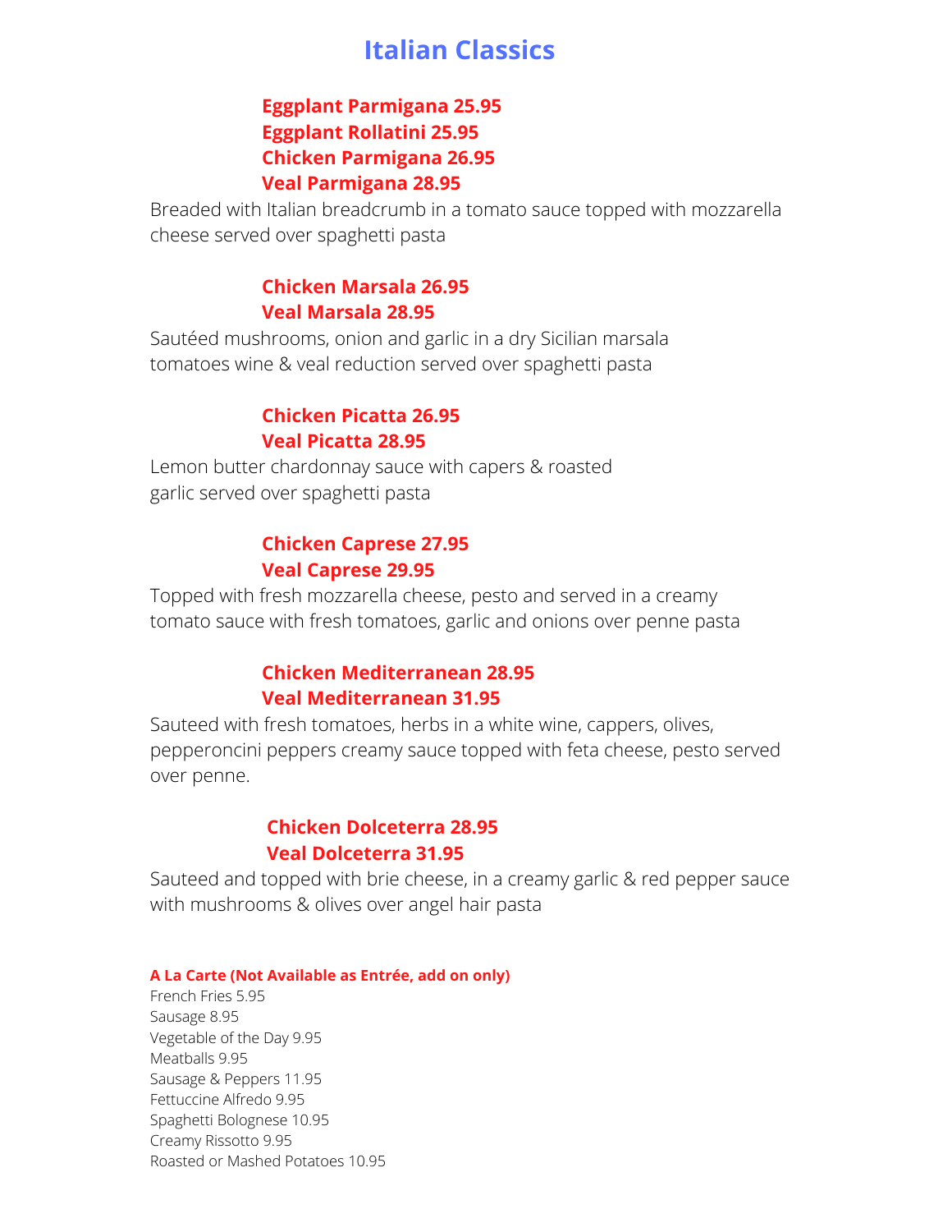# Italian Classics

**Eggplant Parmigana 25.95**
**Eggplant Rollatini 25.95**
**Chicken Parmigana 26.95**
**Veal Parmigana 28.95**

Breaded with Italian breadcrumb in a tomato sauce topped with mozzarella cheese served over spaghetti pasta

**Chicken Marsala 26.95**
**Veal Marsala 28.95**

Sautéed mushrooms, onion and garlic in a dry Sicilian marsala tomatoes wine & veal reduction served over spaghetti pasta

**Chicken Picatta 26.95**
**Veal Picatta 28.95**

Lemon butter chardonnay sauce with capers & roasted garlic served over spaghetti pasta

**Chicken Caprese 27.95**
**Veal Caprese 29.95**

Topped with fresh mozzarella cheese, pesto and served in a creamy tomato sauce with fresh tomatoes, garlic and onions over penne pasta

**Chicken Mediterranean 28.95**
**Veal Mediterranean 31.95**

Sauteed with fresh tomatoes, herbs in a white wine, cappers, olives, pepperoncini peppers creamy sauce topped with feta cheese, pesto served over penne.

**Chicken Dolceterra 28.95**
**Veal Dolceterra 31.95**

Sauteed and topped with brie cheese, in a creamy garlic & red pepper sauce with mushrooms & olives over angel hair pasta

**A La Carte (Not Available as Entrée, add on only)**

French Fries 5.95
Sausage 8.95
Vegetable of the Day 9.95
Meatballs 9.95
Sausage & Peppers 11.95
Fettuccine Alfredo 9.95
Spaghetti Bolognese 10.95
Creamy Rissotto 9.95
Roasted or Mashed Potatoes 10.95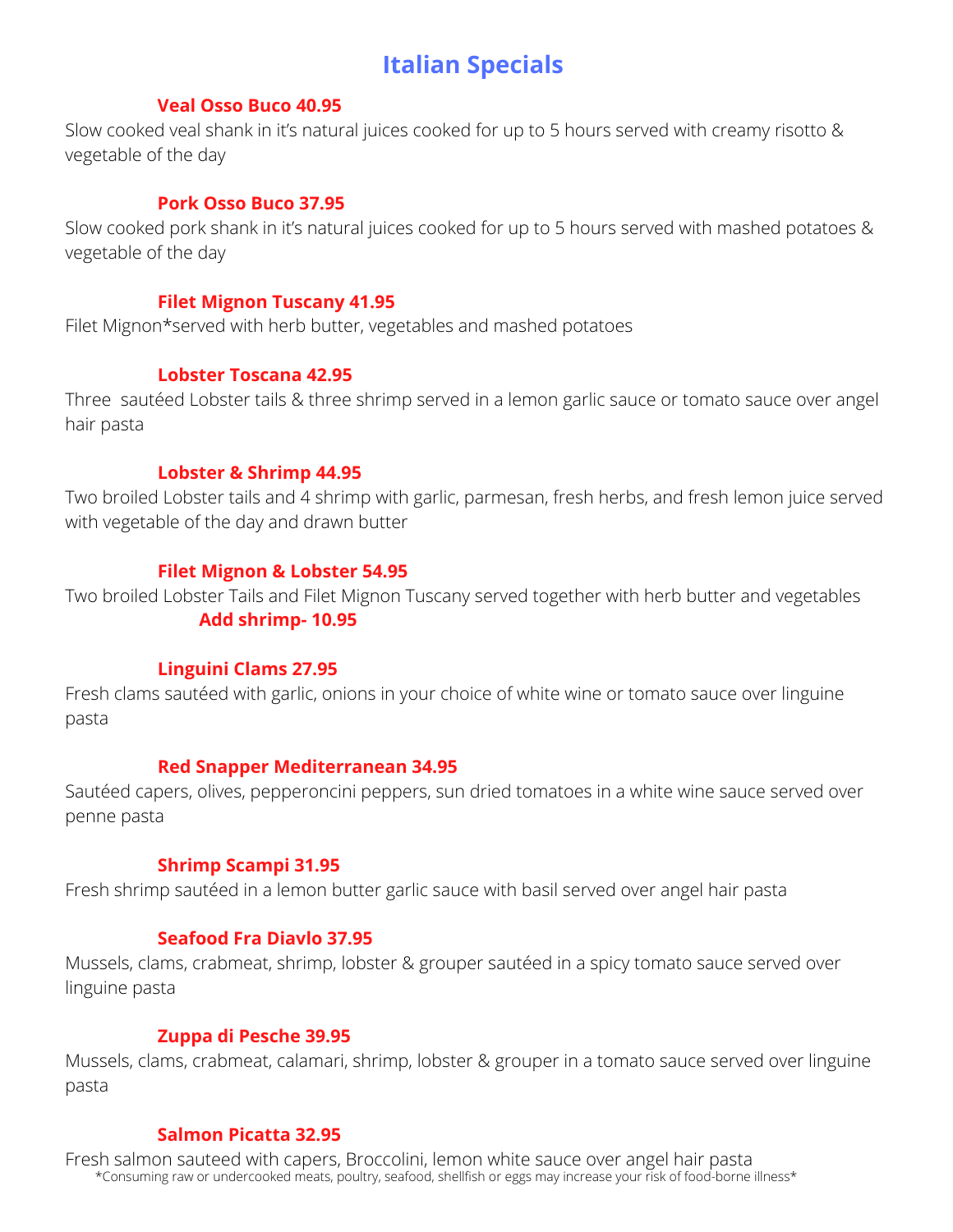# Italian Specials

**Veal Osso Buco 40.95**

Slow cooked veal shank in it's natural juices cooked for up to 5 hours served with creamy risotto & vegetable of the day

**Pork Osso Buco 37.95**

Slow cooked pork shank in it's natural juices cooked for up to 5 hours served with mashed potatoes & vegetable of the day

**Filet Mignon Tuscany 41.95**

Filet Mignon*served with herb butter, vegetables and mashed potatoes

**Lobster Toscana 42.95**

Three sautéed Lobster tails & three shrimp served in a lemon garlic sauce or tomato sauce over angel hair pasta

**Lobster & Shrimp 44.95**

Two broiled Lobster tails and 4 shrimp with garlic, parmesan, fresh herbs, and fresh lemon juice served with vegetable of the day and drawn butter

**Filet Mignon & Lobster 54.95**

Two broiled Lobster Tails and Filet Mignon Tuscany served together with herb butter and vegetables

**Add shrimp- 10.95**

**Linguini Clams 27.95**

Fresh clams sautéed with garlic, onions in your choice of white wine or tomato sauce over linguine pasta

**Red Snapper Mediterranean 34.95**

Sautéed capers, olives, pepperoncini peppers, sun dried tomatoes in a white wine sauce served over penne pasta

**Shrimp Scampi 31.95**

Fresh shrimp sautéed in a lemon butter garlic sauce with basil served over angel hair pasta

**Seafood Fra Diavlo 37.95**

Mussels, clams, crabmeat, shrimp, lobster & grouper sautéed in a spicy tomato sauce served over linguine pasta

**Zuppa di Pesche 39.95**

Mussels, clams, crabmeat, calamari, shrimp, lobster & grouper in a tomato sauce served over linguine pasta

**Salmon Picatta 32.95**

Fresh salmon sauteed with capers, Broccolini, lemon white sauce over angel hair pasta

*Consuming raw or undercooked meats, poultry, seafood, shellfish or eggs may increase your risk of food-borne illness*